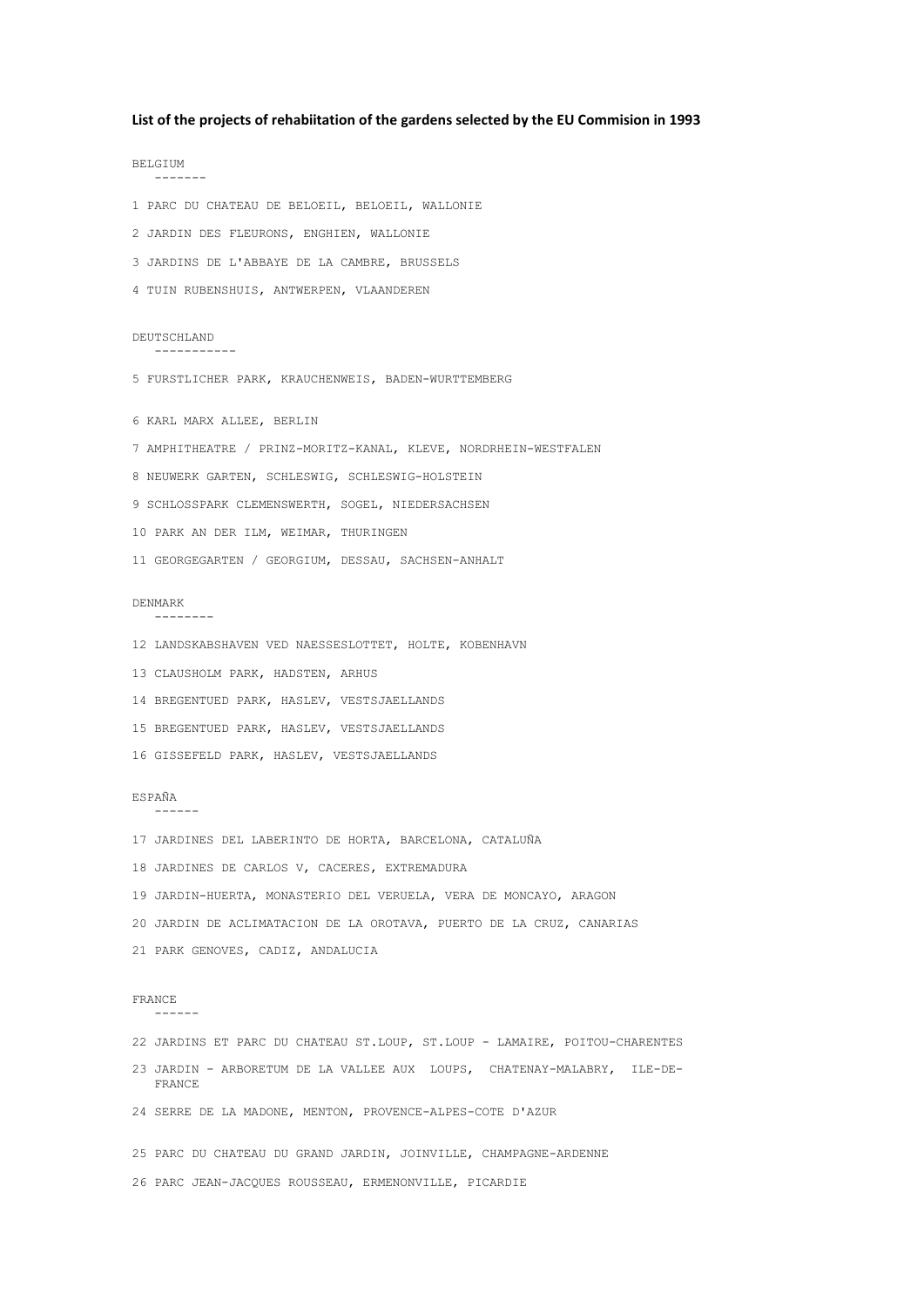**List of the projects of rehabiitation of the gardens selected by the EU Commision in 1993**

BELGIUM

1 PARC DU CHATEAU DE BELOEIL, BELOEIL, WALLONIE

2 JARDIN DES FLEURONS, ENGHIEN, WALLONIE

3 JARDINS DE L'ABBAYE DE LA CAMBRE, BRUSSELS

4 TUIN RUBENSHUIS, ANTWERPEN, VLAANDEREN

DEUTSCHLAND

5 FURSTLICHER PARK, KRAUCHENWEIS, BADEN-WURTTEMBERG

6 KARL MARX ALLEE, BERLIN

7 AMPHITHEATRE / PRINZ-MORITZ-KANAL, KLEVE, NORDRHEIN-WESTFALEN

8 NEUWERK GARTEN, SCHLESWIG, SCHLESWIG-HOLSTEIN

9 SCHLOSSPARK CLEMENSWERTH, SOGEL, NIEDERSACHSEN

10 PARK AN DER ILM, WEIMAR, THURINGEN

11 GEORGEGARTEN / GEORGIUM, DESSAU, SACHSEN-ANHALT

DENMARK

12 LANDSKABSHAVEN VED NAESSESLOTTET, HOLTE, KOBENHAVN

13 CLAUSHOLM PARK, HADSTEN, ARHUS

14 BREGENTUED PARK, HASLEV, VESTSJAELLANDS

15 BREGENTUED PARK, HASLEV, VESTSJAELLANDS

16 GISSEFELD PARK, HASLEV, VESTSJAELLANDS

ESPAÑA

17 JARDINES DEL LABERINTO DE HORTA, BARCELONA, CATALUÑA

18 JARDINES DE CARLOS V, CACERES, EXTREMADURA

19 JARDIN-HUERTA, MONASTERIO DEL VERUELA, VERA DE MONCAYO, ARAGON

20 JARDIN DE ACLIMATACION DE LA OROTAVA, PUERTO DE LA CRUZ, CANARIAS

21 PARK GENOVES, CADIZ, ANDALUCIA

FRANCE

22 JARDINS ET PARC DU CHATEAU ST.LOUP, ST.LOUP - LAMAIRE, POITOU-CHARENTES

23 JARDIN - ARBORETUM DE LA VALLEE AUX LOUPS, CHATENAY-MALABRY, ILE-DE-FRANCE

24 SERRE DE LA MADONE, MENTON, PROVENCE-ALPES-COTE D'AZUR

25 PARC DU CHATEAU DU GRAND JARDIN, JOINVILLE, CHAMPAGNE-ARDENNE

26 PARC JEAN-JACQUES ROUSSEAU, ERMENONVILLE, PICARDIE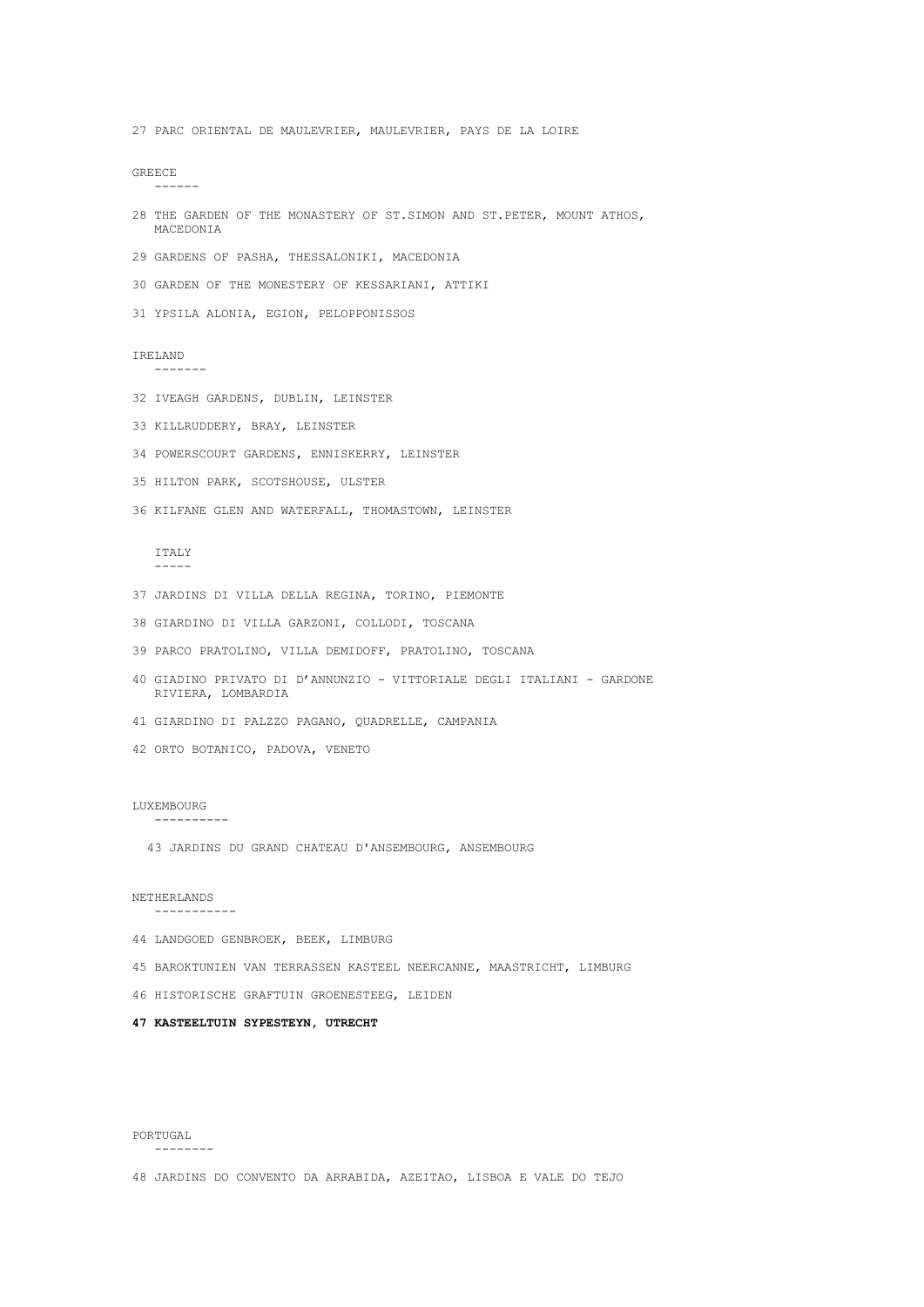27 PARC ORIENTAL DE MAULEVRIER, MAULEVRIER, PAYS DE LA LOIRE

GREECE
------

28 THE GARDEN OF THE MONASTERY OF ST.SIMON AND ST.PETER, MOUNT ATHOS, MACEDONIA

29 GARDENS OF PASHA, THESSALONIKI, MACEDONIA

30 GARDEN OF THE MONESTERY OF KESSARIANI, ATTIKI

31 YPSILA ALONIA, EGION, PELOPPONISSOS

IRELAND
-------

32 IVEAGH GARDENS, DUBLIN, LEINSTER

33 KILLRUDDERY, BRAY, LEINSTER

34 POWERSCOURT GARDENS, ENNISKERRY, LEINSTER

35 HILTON PARK, SCOTSHOUSE, ULSTER

36 KILFANE GLEN AND WATERFALL, THOMASTOWN, LEINSTER

ITALY
-----

37 JARDINS DI VILLA DELLA REGINA, TORINO, PIEMONTE

38 GIARDINO DI VILLA GARZONI, COLLODI, TOSCANA

39 PARCO PRATOLINO, VILLA DEMIDOFF, PRATOLINO, TOSCANA

40 GIADINO PRIVATO DI D'ANNUNZIO - VITTORIALE DEGLI ITALIANI - GARDONE RIVIERA, LOMBARDIA

41 GIARDINO DI PALZZO PAGANO, QUADRELLE, CAMPANIA

42 ORTO BOTANICO, PADOVA, VENETO

LUXEMBOURG
----------

43 JARDINS DU GRAND CHATEAU D'ANSEMBOURG, ANSEMBOURG

NETHERLANDS
-----------

44 LANDGOED GENBROEK, BEEK, LIMBURG

45 BAROKTUNIEN VAN TERRASSEN KASTEEL NEERCANNE, MAASTRICHT, LIMBURG

46 HISTORISCHE GRAFTUIN GROENESTEEG, LEIDEN

**47 KASTEELTUIN SYPESTEYN, UTRECHT**

PORTUGAL
--------

48 JARDINS DO CONVENTO DA ARRABIDA, AZEITAO, LISBOA E VALE DO TEJO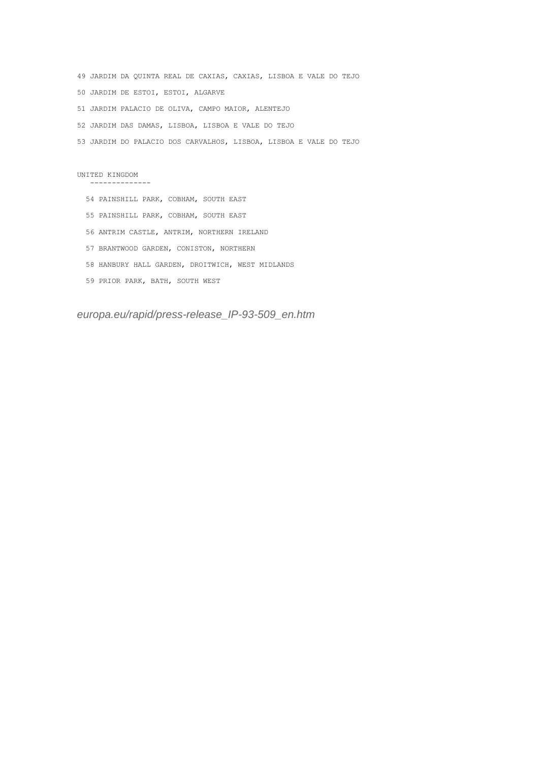49 JARDIM DA QUINTA REAL DE CAXIAS, CAXIAS, LISBOA E VALE DO TEJO

50 JARDIM DE ESTOI, ESTOI, ALGARVE

51 JARDIM PALACIO DE OLIVA, CAMPO MAIOR, ALENTEJO

52 JARDIM DAS DAMAS, LISBOA, LISBOA E VALE DO TEJO

53 JARDIM DO PALACIO DOS CARVALHOS, LISBOA, LISBOA E VALE DO TEJO

UNITED KINGDOM
--------------

54 PAINSHILL PARK, COBHAM, SOUTH EAST

55 PAINSHILL PARK, COBHAM, SOUTH EAST

56 ANTRIM CASTLE, ANTRIM, NORTHERN IRELAND

57 BRANTWOOD GARDEN, CONISTON, NORTHERN

58 HANBURY HALL GARDEN, DROITWICH, WEST MIDLANDS

59 PRIOR PARK, BATH, SOUTH WEST

*europa.eu/rapid/press-release_IP-93-509_en.htm*